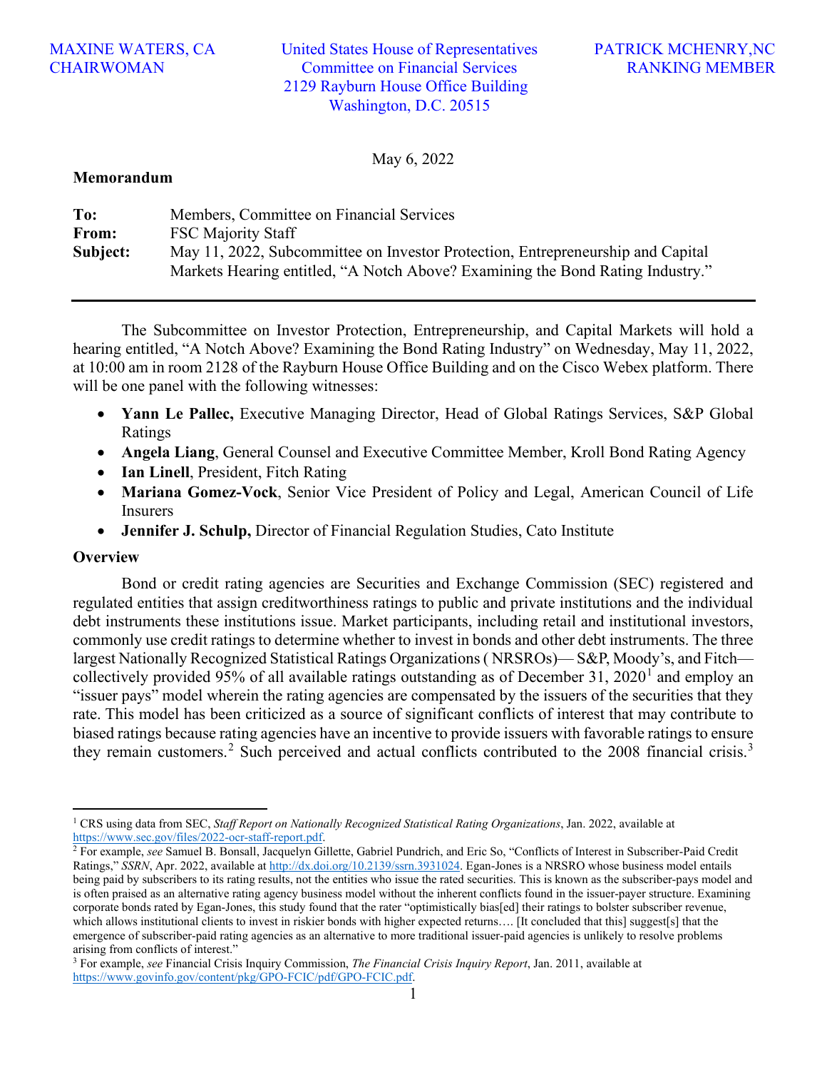MAXINE WATERS, CA
CHAIRWOMAN

United States House of Representatives
Committee on Financial Services
2129 Rayburn House Office Building
Washington, D.C. 20515

PATRICK MCHENRY,NC
RANKING MEMBER

May 6, 2022

**Memorandum**

| | |
|---|---|
| **To:** | Members, Committee on Financial Services |
| **From:** | FSC Majority Staff |
| **Subject:** | May 11, 2022, Subcommittee on Investor Protection, Entrepreneurship and Capital Markets Hearing entitled, "A Notch Above? Examining the Bond Rating Industry." |

---

The Subcommittee on Investor Protection, Entrepreneurship, and Capital Markets will hold a hearing entitled, "A Notch Above? Examining the Bond Rating Industry" on Wednesday, May 11, 2022, at 10:00 am in room 2128 of the Rayburn House Office Building and on the Cisco Webex platform. There will be one panel with the following witnesses:

- **Yann Le Pallec,** Executive Managing Director, Head of Global Ratings Services, S&P Global Ratings
- **Angela Liang**, General Counsel and Executive Committee Member, Kroll Bond Rating Agency
- **Ian Linell**, President, Fitch Rating
- **Mariana Gomez-Vock**, Senior Vice President of Policy and Legal, American Council of Life Insurers
- **Jennifer J. Schulp,** Director of Financial Regulation Studies, Cato Institute

**Overview**

Bond or credit rating agencies are Securities and Exchange Commission (SEC) registered and regulated entities that assign creditworthiness ratings to public and private institutions and the individual debt instruments these institutions issue. Market participants, including retail and institutional investors, commonly use credit ratings to determine whether to invest in bonds and other debt instruments. The three largest Nationally Recognized Statistical Ratings Organizations ( NRSROs)— S&P, Moody's, and Fitch—collectively provided 95% of all available ratings outstanding as of December 31, 2020[1] and employ an "issuer pays" model wherein the rating agencies are compensated by the issuers of the securities that they rate. This model has been criticized as a source of significant conflicts of interest that may contribute to biased ratings because rating agencies have an incentive to provide issuers with favorable ratings to ensure they remain customers.[2] Such perceived and actual conflicts contributed to the 2008 financial crisis.[3]

---

[1] CRS using data from SEC, *Staff Report on Nationally Recognized Statistical Rating Organizations*, Jan. 2022, available at https://www.sec.gov/files/2022-ocr-staff-report.pdf.

[2] For example, *see* Samuel B. Bonsall, Jacquelyn Gillette, Gabriel Pundrich, and Eric So, "Conflicts of Interest in Subscriber-Paid Credit Ratings," *SSRN*, Apr. 2022, available at http://dx.doi.org/10.2139/ssrn.3931024. Egan-Jones is a NRSRO whose business model entails being paid by subscribers to its rating results, not the entities who issue the rated securities. This is known as the subscriber-pays model and is often praised as an alternative rating agency business model without the inherent conflicts found in the issuer-payer structure. Examining corporate bonds rated by Egan-Jones, this study found that the rater "optimistically bias[ed] their ratings to bolster subscriber revenue, which allows institutional clients to invest in riskier bonds with higher expected returns…. [It concluded that this] suggest[s] that the emergence of subscriber-paid rating agencies as an alternative to more traditional issuer-paid agencies is unlikely to resolve problems arising from conflicts of interest."

[3] For example, *see* Financial Crisis Inquiry Commission, *The Financial Crisis Inquiry Report*, Jan. 2011, available at https://www.govinfo.gov/content/pkg/GPO-FCIC/pdf/GPO-FCIC.pdf.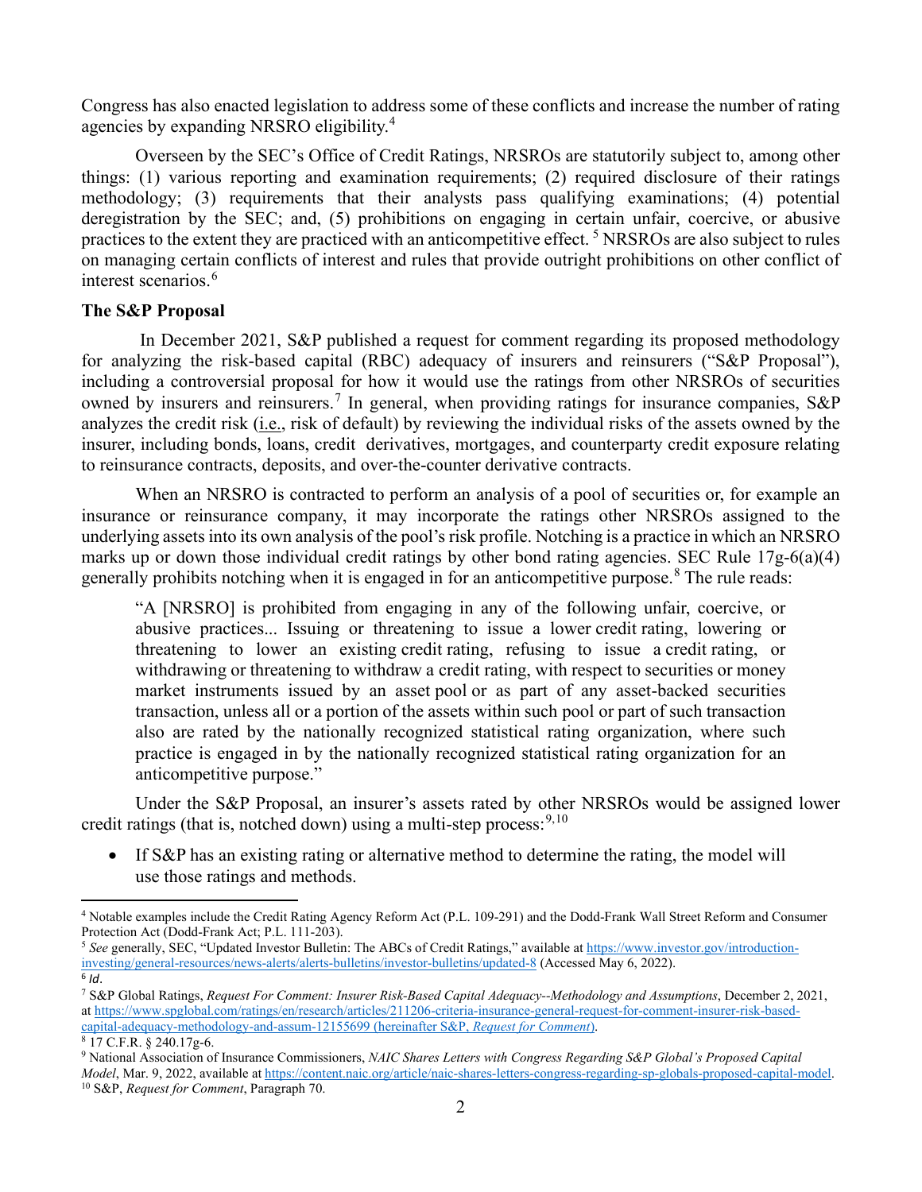Congress has also enacted legislation to address some of these conflicts and increase the number of rating agencies by expanding NRSRO eligibility.[4]

Overseen by the SEC's Office of Credit Ratings, NRSROs are statutorily subject to, among other things: (1) various reporting and examination requirements; (2) required disclosure of their ratings methodology; (3) requirements that their analysts pass qualifying examinations; (4) potential deregistration by the SEC; and, (5) prohibitions on engaging in certain unfair, coercive, or abusive practices to the extent they are practiced with an anticompetitive effect.[5] NRSROs are also subject to rules on managing certain conflicts of interest and rules that provide outright prohibitions on other conflict of interest scenarios.[6]

**The S&P Proposal**

In December 2021, S&P published a request for comment regarding its proposed methodology for analyzing the risk-based capital (RBC) adequacy of insurers and reinsurers ("S&P Proposal"), including a controversial proposal for how it would use the ratings from other NRSROs of securities owned by insurers and reinsurers.[7] In general, when providing ratings for insurance companies, S&P analyzes the credit risk (i.e., risk of default) by reviewing the individual risks of the assets owned by the insurer, including bonds, loans, credit derivatives, mortgages, and counterparty credit exposure relating to reinsurance contracts, deposits, and over-the-counter derivative contracts.

When an NRSRO is contracted to perform an analysis of a pool of securities or, for example an insurance or reinsurance company, it may incorporate the ratings other NRSROs assigned to the underlying assets into its own analysis of the pool's risk profile. Notching is a practice in which an NRSRO marks up or down those individual credit ratings by other bond rating agencies. SEC Rule 17g-6(a)(4) generally prohibits notching when it is engaged in for an anticompetitive purpose.[8] The rule reads:

> "A [NRSRO] is prohibited from engaging in any of the following unfair, coercive, or abusive practices... Issuing or threatening to issue a lower credit rating, lowering or threatening to lower an existing credit rating, refusing to issue a credit rating, or withdrawing or threatening to withdraw a credit rating, with respect to securities or money market instruments issued by an asset pool or as part of any asset-backed securities transaction, unless all or a portion of the assets within such pool or part of such transaction also are rated by the nationally recognized statistical rating organization, where such practice is engaged in by the nationally recognized statistical rating organization for an anticompetitive purpose."

Under the S&P Proposal, an insurer's assets rated by other NRSROs would be assigned lower credit ratings (that is, notched down) using a multi-step process:[9,10]

- If S&P has an existing rating or alternative method to determine the rating, the model will use those ratings and methods.

---

[4] Notable examples include the Credit Rating Agency Reform Act (P.L. 109-291) and the Dodd-Frank Wall Street Reform and Consumer Protection Act (Dodd-Frank Act; P.L. 111-203).

[5] *See* generally, SEC, "Updated Investor Bulletin: The ABCs of Credit Ratings," available at https://www.investor.gov/introduction-investing/general-resources/news-alerts/alerts-bulletins/investor-bulletins/updated-8 (Accessed May 6, 2022).

[6] *Id*.

[7] S&P Global Ratings, *Request For Comment: Insurer Risk-Based Capital Adequacy--Methodology and Assumptions*, December 2, 2021, at https://www.spglobal.com/ratings/en/research/articles/211206-criteria-insurance-general-request-for-comment-insurer-risk-based-capital-adequacy-methodology-and-assum-12155699 (hereinafter S&P, *Request for Comment*).

[8] 17 C.F.R. § 240.17g-6.

[9] National Association of Insurance Commissioners, *NAIC Shares Letters with Congress Regarding S&P Global's Proposed Capital Model*, Mar. 9, 2022, available at https://content.naic.org/article/naic-shares-letters-congress-regarding-sp-globals-proposed-capital-model.

[10] S&P, *Request for Comment*, Paragraph 70.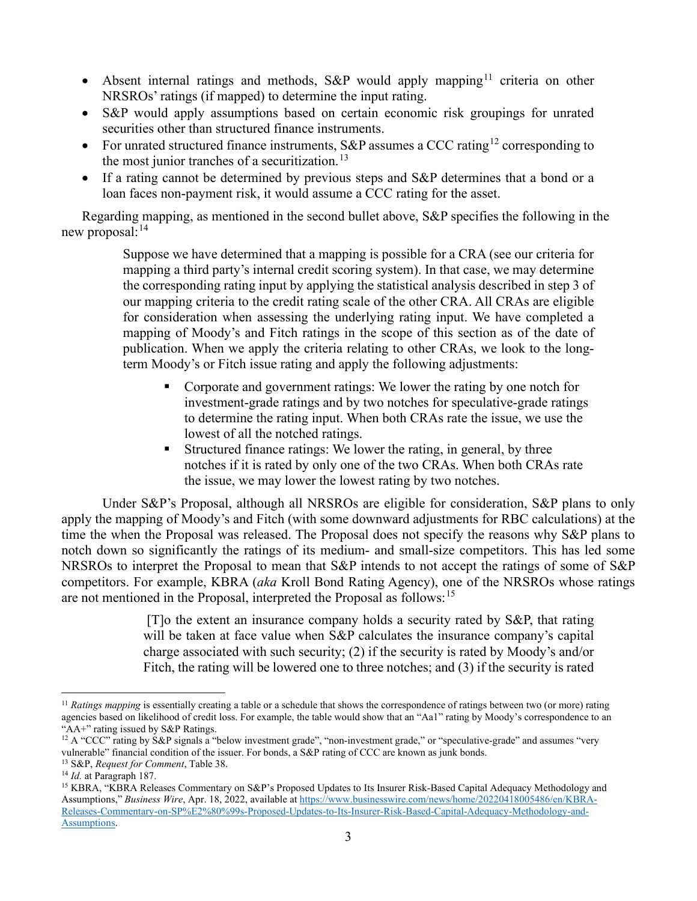- Absent internal ratings and methods, S&P would apply mapping[11] criteria on other NRSROs' ratings (if mapped) to determine the input rating.
- S&P would apply assumptions based on certain economic risk groupings for unrated securities other than structured finance instruments.
- For unrated structured finance instruments, S&P assumes a CCC rating[12] corresponding to the most junior tranches of a securitization.[13]
- If a rating cannot be determined by previous steps and S&P determines that a bond or a loan faces non-payment risk, it would assume a CCC rating for the asset.

Regarding mapping, as mentioned in the second bullet above, S&P specifies the following in the new proposal:[14]

> Suppose we have determined that a mapping is possible for a CRA (see our criteria for mapping a third party's internal credit scoring system). In that case, we may determine the corresponding rating input by applying the statistical analysis described in step 3 of our mapping criteria to the credit rating scale of the other CRA. All CRAs are eligible for consideration when assessing the underlying rating input. We have completed a mapping of Moody's and Fitch ratings in the scope of this section as of the date of publication. When we apply the criteria relating to other CRAs, we look to the long-term Moody's or Fitch issue rating and apply the following adjustments:
>
> - Corporate and government ratings: We lower the rating by one notch for investment-grade ratings and by two notches for speculative-grade ratings to determine the rating input. When both CRAs rate the issue, we use the lowest of all the notched ratings.
> - Structured finance ratings: We lower the rating, in general, by three notches if it is rated by only one of the two CRAs. When both CRAs rate the issue, we may lower the lowest rating by two notches.

Under S&P's Proposal, although all NRSROs are eligible for consideration, S&P plans to only apply the mapping of Moody's and Fitch (with some downward adjustments for RBC calculations) at the time the when the Proposal was released. The Proposal does not specify the reasons why S&P plans to notch down so significantly the ratings of its medium- and small-size competitors. This has led some NRSROs to interpret the Proposal to mean that S&P intends to not accept the ratings of some of S&P competitors. For example, KBRA (*aka* Kroll Bond Rating Agency), one of the NRSROs whose ratings are not mentioned in the Proposal, interpreted the Proposal as follows:[15]

> [T]o the extent an insurance company holds a security rated by S&P, that rating will be taken at face value when S&P calculates the insurance company's capital charge associated with such security; (2) if the security is rated by Moody's and/or Fitch, the rating will be lowered one to three notches; and (3) if the security is rated

---

[11] *Ratings mapping* is essentially creating a table or a schedule that shows the correspondence of ratings between two (or more) rating agencies based on likelihood of credit loss. For example, the table would show that an "Aa1" rating by Moody's correspondence to an "AA+" rating issued by S&P Ratings.

[12] A "CCC" rating by S&P signals a "below investment grade", "non-investment grade," or "speculative-grade" and assumes "very vulnerable" financial condition of the issuer. For bonds, a S&P rating of CCC are known as junk bonds.

[13] S&P, *Request for Comment*, Table 38.

[14] *Id.* at Paragraph 187.

[15] KBRA, "KBRA Releases Commentary on S&P's Proposed Updates to Its Insurer Risk-Based Capital Adequacy Methodology and Assumptions," *Business Wire*, Apr. 18, 2022, available at [https://www.businesswire.com/news/home/20220418005486/en/KBRA-Releases-Commentary-on-SP%E2%80%99s-Proposed-Updates-to-Its-Insurer-Risk-Based-Capital-Adequacy-Methodology-and-Assumptions](https://www.businesswire.com/news/home/20220418005486/en/KBRA-Releases-Commentary-on-SP%E2%80%99s-Proposed-Updates-to-Its-Insurer-Risk-Based-Capital-Adequacy-Methodology-and-Assumptions).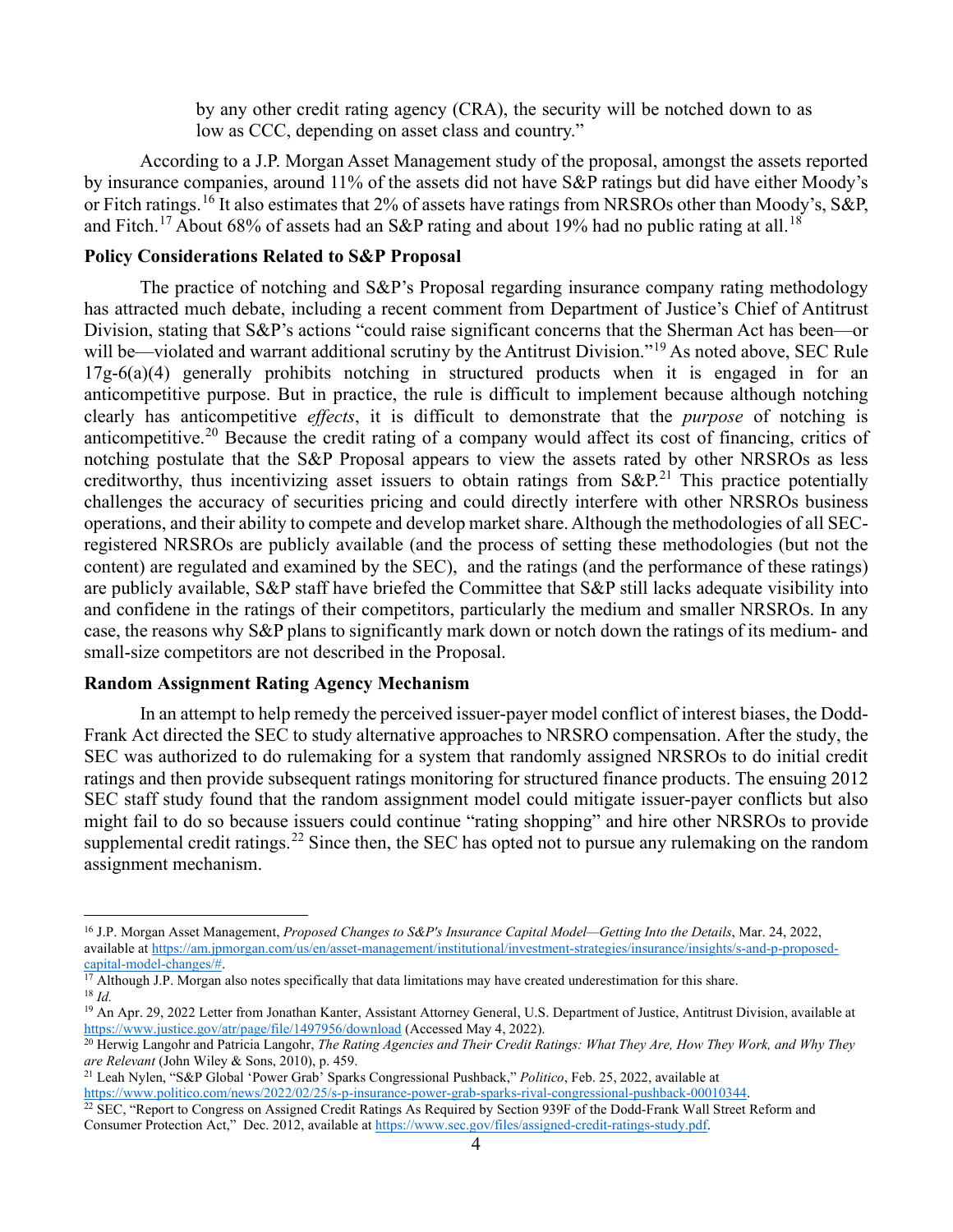by any other credit rating agency (CRA), the security will be notched down to as low as CCC, depending on asset class and country."

According to a J.P. Morgan Asset Management study of the proposal, amongst the assets reported by insurance companies, around 11% of the assets did not have S&P ratings but did have either Moody's or Fitch ratings.[16] It also estimates that 2% of assets have ratings from NRSROs other than Moody's, S&P, and Fitch.[17] About 68% of assets had an S&P rating and about 19% had no public rating at all.[18]

**Policy Considerations Related to S&P Proposal**

The practice of notching and S&P's Proposal regarding insurance company rating methodology has attracted much debate, including a recent comment from Department of Justice's Chief of Antitrust Division, stating that S&P's actions "could raise significant concerns that the Sherman Act has been—or will be—violated and warrant additional scrutiny by the Antitrust Division."[19] As noted above, SEC Rule 17g-6(a)(4) generally prohibits notching in structured products when it is engaged in for an anticompetitive purpose. But in practice, the rule is difficult to implement because although notching clearly has anticompetitive *effects*, it is difficult to demonstrate that the *purpose* of notching is anticompetitive.[20] Because the credit rating of a company would affect its cost of financing, critics of notching postulate that the S&P Proposal appears to view the assets rated by other NRSROs as less creditworthy, thus incentivizing asset issuers to obtain ratings from S&P.[21] This practice potentially challenges the accuracy of securities pricing and could directly interfere with other NRSROs business operations, and their ability to compete and develop market share. Although the methodologies of all SEC-registered NRSROs are publicly available (and the process of setting these methodologies (but not the content) are regulated and examined by the SEC), and the ratings (and the performance of these ratings) are publicly available, S&P staff have briefed the Committee that S&P still lacks adequate visibility into and confidene in the ratings of their competitors, particularly the medium and smaller NRSROs. In any case, the reasons why S&P plans to significantly mark down or notch down the ratings of its medium- and small-size competitors are not described in the Proposal.

**Random Assignment Rating Agency Mechanism**

In an attempt to help remedy the perceived issuer-payer model conflict of interest biases, the Dodd-Frank Act directed the SEC to study alternative approaches to NRSRO compensation. After the study, the SEC was authorized to do rulemaking for a system that randomly assigned NRSROs to do initial credit ratings and then provide subsequent ratings monitoring for structured finance products. The ensuing 2012 SEC staff study found that the random assignment model could mitigate issuer-payer conflicts but also might fail to do so because issuers could continue "rating shopping" and hire other NRSROs to provide supplemental credit ratings.[22] Since then, the SEC has opted not to pursue any rulemaking on the random assignment mechanism.

---

[16] J.P. Morgan Asset Management, *Proposed Changes to S&P's Insurance Capital Model—Getting Into the Details*, Mar. 24, 2022, available at https://am.jpmorgan.com/us/en/asset-management/institutional/investment-strategies/insurance/insights/s-and-p-proposed-capital-model-changes/#.

[17] Although J.P. Morgan also notes specifically that data limitations may have created underestimation for this share.

[18] *Id.*

[19] An Apr. 29, 2022 Letter from Jonathan Kanter, Assistant Attorney General, U.S. Department of Justice, Antitrust Division, available at https://www.justice.gov/atr/page/file/1497956/download (Accessed May 4, 2022).

[20] Herwig Langohr and Patricia Langohr, *The Rating Agencies and Their Credit Ratings: What They Are, How They Work, and Why They are Relevant* (John Wiley & Sons, 2010), p. 459.

[21] Leah Nylen, "S&P Global 'Power Grab' Sparks Congressional Pushback," *Politico*, Feb. 25, 2022, available at https://www.politico.com/news/2022/02/25/s-p-insurance-power-grab-sparks-rival-congressional-pushback-00010344.

[22] SEC, "Report to Congress on Assigned Credit Ratings As Required by Section 939F of the Dodd-Frank Wall Street Reform and Consumer Protection Act," Dec. 2012, available at https://www.sec.gov/files/assigned-credit-ratings-study.pdf.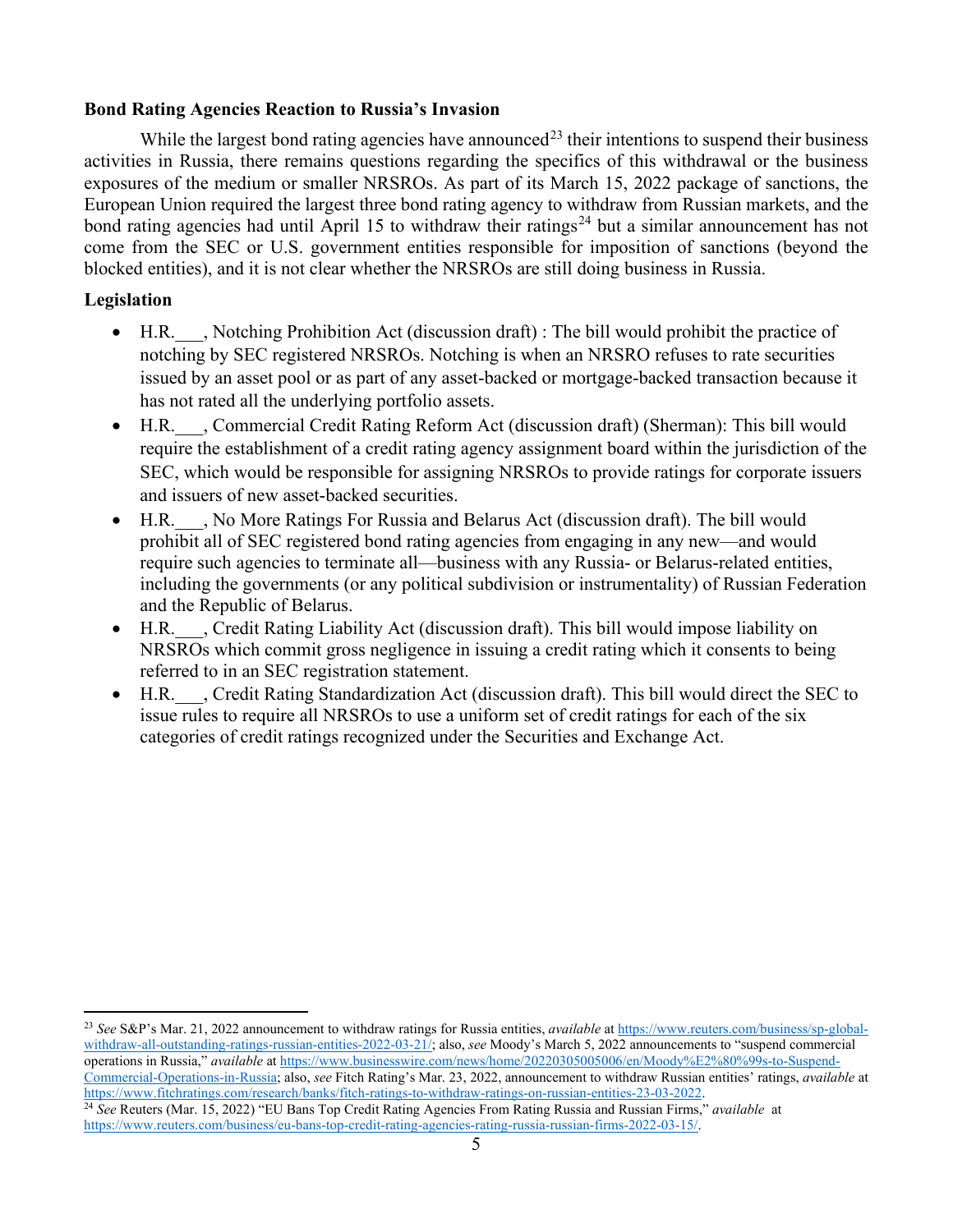**Bond Rating Agencies Reaction to Russia's Invasion**

While the largest bond rating agencies have announced[23] their intentions to suspend their business activities in Russia, there remains questions regarding the specifics of this withdrawal or the business exposures of the medium or smaller NRSROs. As part of its March 15, 2022 package of sanctions, the European Union required the largest three bond rating agency to withdraw from Russian markets, and the bond rating agencies had until April 15 to withdraw their ratings[24] but a similar announcement has not come from the SEC or U.S. government entities responsible for imposition of sanctions (beyond the blocked entities), and it is not clear whether the NRSROs are still doing business in Russia.

**Legislation**

- H.R.___, Notching Prohibition Act (discussion draft) : The bill would prohibit the practice of notching by SEC registered NRSROs. Notching is when an NRSRO refuses to rate securities issued by an asset pool or as part of any asset-backed or mortgage-backed transaction because it has not rated all the underlying portfolio assets.
- H.R.___, Commercial Credit Rating Reform Act (discussion draft) (Sherman): This bill would require the establishment of a credit rating agency assignment board within the jurisdiction of the SEC, which would be responsible for assigning NRSROs to provide ratings for corporate issuers and issuers of new asset-backed securities.
- H.R.___, No More Ratings For Russia and Belarus Act (discussion draft). The bill would prohibit all of SEC registered bond rating agencies from engaging in any new—and would require such agencies to terminate all—business with any Russia- or Belarus-related entities, including the governments (or any political subdivision or instrumentality) of Russian Federation and the Republic of Belarus.
- H.R.___, Credit Rating Liability Act (discussion draft). This bill would impose liability on NRSROs which commit gross negligence in issuing a credit rating which it consents to being referred to in an SEC registration statement.
- H.R.___, Credit Rating Standardization Act (discussion draft). This bill would direct the SEC to issue rules to require all NRSROs to use a uniform set of credit ratings for each of the six categories of credit ratings recognized under the Securities and Exchange Act.

---

[23] *See* S&P's Mar. 21, 2022 announcement to withdraw ratings for Russia entities, *available* at https://www.reuters.com/business/sp-global-withdraw-all-outstanding-ratings-russian-entities-2022-03-21/; also, *see* Moody's March 5, 2022 announcements to "suspend commercial operations in Russia," *available* at https://www.businesswire.com/news/home/20220305005006/en/Moody%E2%80%99s-to-Suspend-Commercial-Operations-in-Russia; also, *see* Fitch Rating's Mar. 23, 2022, announcement to withdraw Russian entities' ratings, *available* at https://www.fitchratings.com/research/banks/fitch-ratings-to-withdraw-ratings-on-russian-entities-23-03-2022.

[24] *See* Reuters (Mar. 15, 2022) "EU Bans Top Credit Rating Agencies From Rating Russia and Russian Firms," *available* at https://www.reuters.com/business/eu-bans-top-credit-rating-agencies-rating-russia-russian-firms-2022-03-15/.